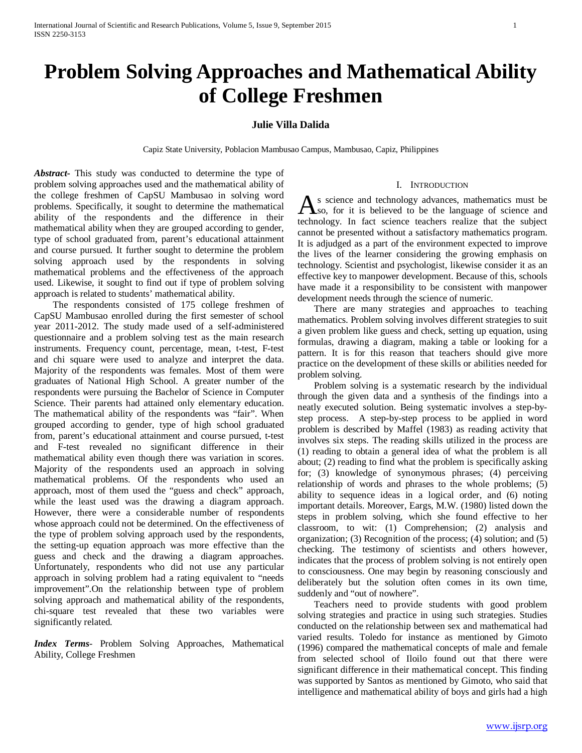# Problem Solving Approaches and Mathematical Ability of College Freshmen

**Julie Villa Dalida**

Capiz State University, Poblacion Mambusao Campus, Mambusao, Capiz, Philippines

***Abstract***- This study was conducted to determine the type of problem solving approaches used and the mathematical ability of the college freshmen of CapSU Mambusao in solving word problems. Specifically, it sought to determine the mathematical ability of the respondents and the difference in their mathematical ability when they are grouped according to gender, type of school graduated from, parent's educational attainment and course pursued. It further sought to determine the problem solving approach used by the respondents in solving mathematical problems and the effectiveness of the approach used. Likewise, it sought to find out if type of problem solving approach is related to students' mathematical ability.

The respondents consisted of 175 college freshmen of CapSU Mambusao enrolled during the first semester of school year 2011-2012. The study made used of a self-administered questionnaire and a problem solving test as the main research instruments. Frequency count, percentage, mean, t-test, F-test and chi square were used to analyze and interpret the data. Majority of the respondents was females. Most of them were graduates of National High School. A greater number of the respondents were pursuing the Bachelor of Science in Computer Science. Their parents had attained only elementary education. The mathematical ability of the respondents was "fair". When grouped according to gender, type of high school graduated from, parent's educational attainment and course pursued, t-test and F-test revealed no significant difference in their mathematical ability even though there was variation in scores. Majority of the respondents used an approach in solving mathematical problems. Of the respondents who used an approach, most of them used the "guess and check" approach, while the least used was the drawing a diagram approach. However, there were a considerable number of respondents whose approach could not be determined. On the effectiveness of the type of problem solving approach used by the respondents, the setting-up equation approach was more effective than the guess and check and the drawing a diagram approaches. Unfortunately, respondents who did not use any particular approach in solving problem had a rating equivalent to "needs improvement".On the relationship between type of problem solving approach and mathematical ability of the respondents, chi-square test revealed that these two variables were significantly related.

***Index Terms***- Problem Solving Approaches, Mathematical Ability, College Freshmen

## I. Introduction

As science and technology advances, mathematics must be so, for it is believed to be the language of science and technology. In fact science teachers realize that the subject cannot be presented without a satisfactory mathematics program. It is adjudged as a part of the environment expected to improve the lives of the learner considering the growing emphasis on technology. Scientist and psychologist, likewise consider it as an effective key to manpower development. Because of this, schools have made it a responsibility to be consistent with manpower development needs through the science of numeric.

There are many strategies and approaches to teaching mathematics. Problem solving involves different strategies to suit a given problem like guess and check, setting up equation, using formulas, drawing a diagram, making a table or looking for a pattern. It is for this reason that teachers should give more practice on the development of these skills or abilities needed for problem solving.

Problem solving is a systematic research by the individual through the given data and a synthesis of the findings into a neatly executed solution. Being systematic involves a step-by-step process. A step-by-step process to be applied in word problem is described by Maffel (1983) as reading activity that involves six steps. The reading skills utilized in the process are (1) reading to obtain a general idea of what the problem is all about; (2) reading to find what the problem is specifically asking for; (3) knowledge of synonymous phrases; (4) perceiving relationship of words and phrases to the whole problems; (5) ability to sequence ideas in a logical order, and (6) noting important details. Moreover, Eargs, M.W. (1980) listed down the steps in problem solving, which she found effective to her classroom, to wit: (1) Comprehension; (2) analysis and organization; (3) Recognition of the process; (4) solution; and (5) checking. The testimony of scientists and others however, indicates that the process of problem solving is not entirely open to consciousness. One may begin by reasoning consciously and deliberately but the solution often comes in its own time, suddenly and "out of nowhere".

Teachers need to provide students with good problem solving strategies and practice in using such strategies. Studies conducted on the relationship between sex and mathematical had varied results. Toledo for instance as mentioned by Gimoto (1996) compared the mathematical concepts of male and female from selected school of Iloilo found out that there were significant difference in their mathematical concept. This finding was supported by Santos as mentioned by Gimoto, who said that intelligence and mathematical ability of boys and girls had a high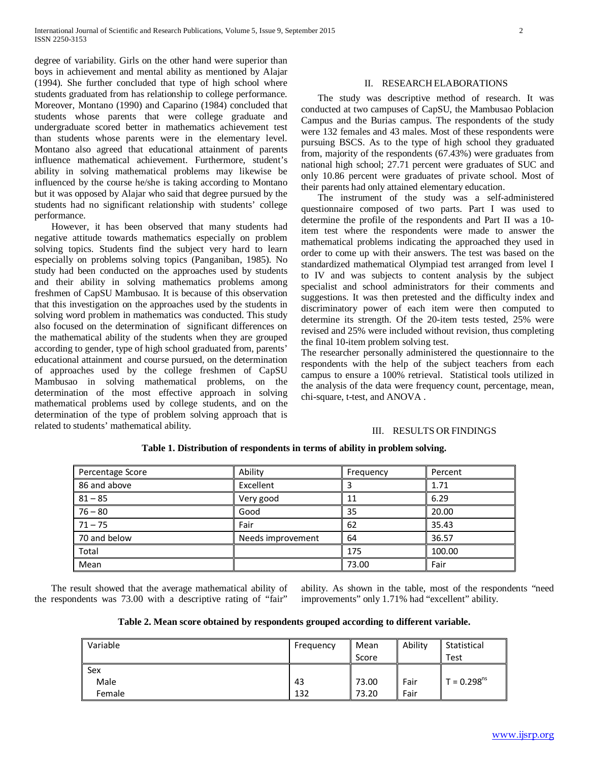degree of variability. Girls on the other hand were superior than boys in achievement and mental ability as mentioned by Alajar (1994). She further concluded that type of high school where students graduated from has relationship to college performance. Moreover, Montano (1990) and Caparino (1984) concluded that students whose parents that were college graduate and undergraduate scored better in mathematics achievement test than students whose parents were in the elementary level. Montano also agreed that educational attainment of parents influence mathematical achievement. Furthermore, student's ability in solving mathematical problems may likewise be influenced by the course he/she is taking according to Montano but it was opposed by Alajar who said that degree pursued by the students had no significant relationship with students' college performance.

However, it has been observed that many students had negative attitude towards mathematics especially on problem solving topics. Students find the subject very hard to learn especially on problems solving topics (Panganiban, 1985). No study had been conducted on the approaches used by students and their ability in solving mathematics problems among freshmen of CapSU Mambusao. It is because of this observation that this investigation on the approaches used by the students in solving word problem in mathematics was conducted. This study also focused on the determination of significant differences on the mathematical ability of the students when they are grouped according to gender, type of high school graduated from, parents' educational attainment and course pursued, on the determination of approaches used by the college freshmen of CapSU Mambusao in solving mathematical problems, on the determination of the most effective approach in solving mathematical problems used by college students, and on the determination of the type of problem solving approach that is related to students' mathematical ability.

## II. RESEARCH ELABORATIONS

The study was descriptive method of research. It was conducted at two campuses of CapSU, the Mambusao Poblacion Campus and the Burias campus. The respondents of the study were 132 females and 43 males. Most of these respondents were pursuing BSCS. As to the type of high school they graduated from, majority of the respondents (67.43%) were graduates from national high school; 27.71 percent were graduates of SUC and only 10.86 percent were graduates of private school. Most of their parents had only attained elementary education.

The instrument of the study was a self-administered questionnaire composed of two parts. Part I was used to determine the profile of the respondents and Part II was a 10-item test where the respondents were made to answer the mathematical problems indicating the approached they used in order to come up with their answers. The test was based on the standardized mathematical Olympiad test arranged from level I to IV and was subjects to content analysis by the subject specialist and school administrators for their comments and suggestions. It was then pretested and the difficulty index and discriminatory power of each item were then computed to determine its strength. Of the 20-item tests tested, 25% were revised and 25% were included without revision, thus completing the final 10-item problem solving test.

The researcher personally administered the questionnaire to the respondents with the help of the subject teachers from each campus to ensure a 100% retrieval. Statistical tools utilized in the analysis of the data were frequency count, percentage, mean, chi-square, t-test, and ANOVA .

## III. RESULTS OR FINDINGS

**Table 1. Distribution of respondents in terms of ability in problem solving.**

| Percentage Score | Ability | Frequency | Percent |
|---|---|---|---|
| 86 and above | Excellent | 3 | 1.71 |
| 81 – 85 | Very good | 11 | 6.29 |
| 76 – 80 | Good | 35 | 20.00 |
| 71 – 75 | Fair | 62 | 35.43 |
| 70 and below | Needs improvement | 64 | 36.57 |
| Total | | 175 | 100.00 |
| Mean | | 73.00 | Fair |

The result showed that the average mathematical ability of the respondents was 73.00 with a descriptive rating of "fair" ability. As shown in the table, most of the respondents "need improvements" only 1.71% had "excellent" ability.

**Table 2. Mean score obtained by respondents grouped according to different variable.**

| Variable | Frequency | Mean Score | Ability | Statistical Test |
|---|---|---|---|---|
| Sex | | | | |
| Male | 43 | 73.00 | Fair | $T = 0.298^{ns}$ |
| Female | 132 | 73.20 | Fair | |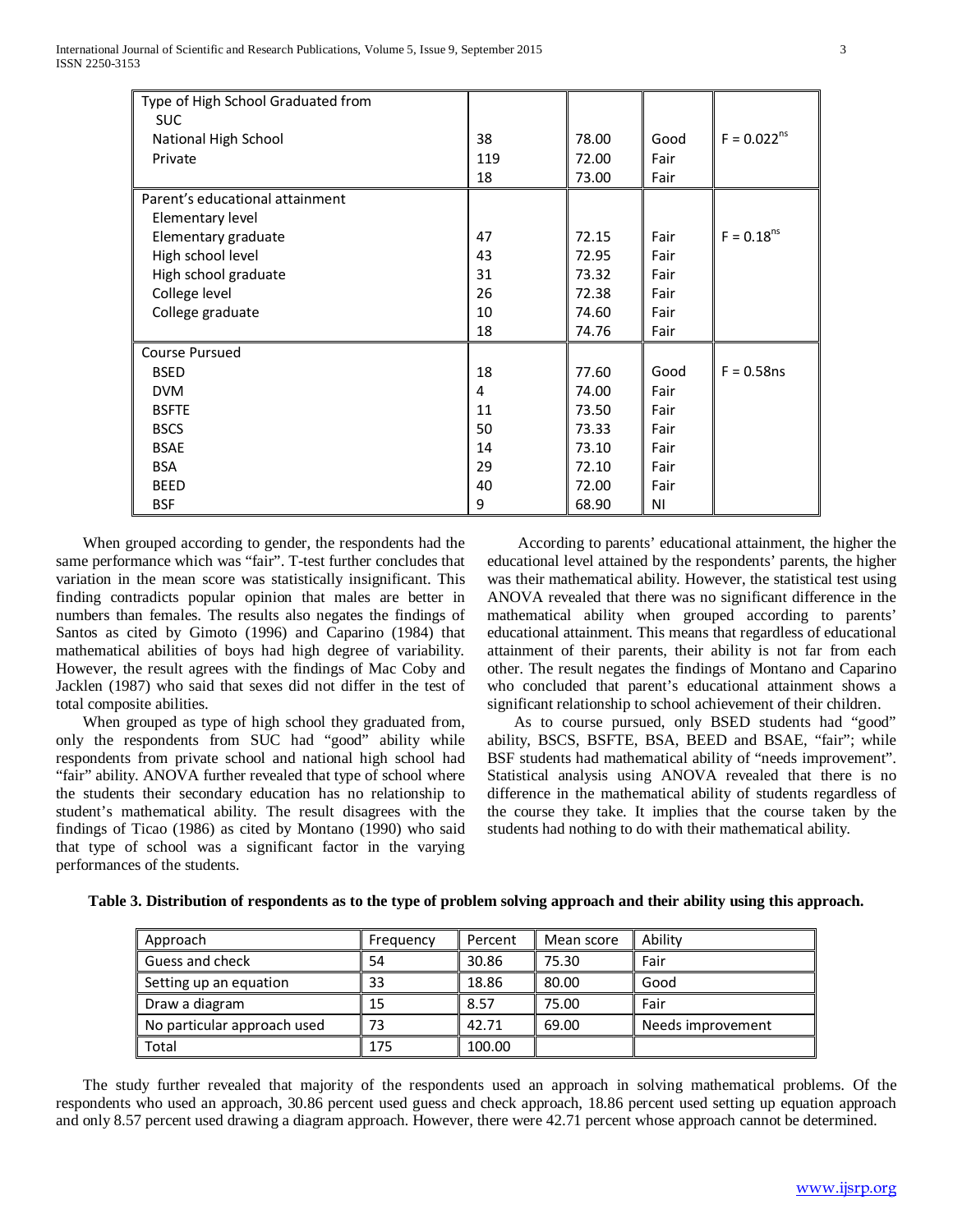| Type of High School Graduated from | | | | |
|---|---|---|---|---|
| SUC | | | | |
| National High School | 38 | 78.00 | Good | F = 0.022[ns] |
| Private | 119 | 72.00 | Fair | |
| | 18 | 73.00 | Fair | |
| Parent's educational attainment | | | | |
| Elementary level | | | | |
| Elementary graduate | 47 | 72.15 | Fair | F = 0.18[ns] |
| High school level | 43 | 72.95 | Fair | |
| High school graduate | 31 | 73.32 | Fair | |
| College level | 26 | 72.38 | Fair | |
| College graduate | 10 | 74.60 | Fair | |
| | 18 | 74.76 | Fair | |
| Course Pursued | | | | |
| BSED | 18 | 77.60 | Good | F = 0.58ns |
| DVM | 4 | 74.00 | Fair | |
| BSFTE | 11 | 73.50 | Fair | |
| BSCS | 50 | 73.33 | Fair | |
| BSAE | 14 | 73.10 | Fair | |
| BSA | 29 | 72.10 | Fair | |
| BEED | 40 | 72.00 | Fair | |
| BSF | 9 | 68.90 | NI | |

When grouped according to gender, the respondents had the same performance which was "fair". T-test further concludes that variation in the mean score was statistically insignificant. This finding contradicts popular opinion that males are better in numbers than females. The results also negates the findings of Santos as cited by Gimoto (1996) and Caparino (1984) that mathematical abilities of boys had high degree of variability. However, the result agrees with the findings of Mac Coby and Jacklen (1987) who said that sexes did not differ in the test of total composite abilities.

When grouped as type of high school they graduated from, only the respondents from SUC had "good" ability while respondents from private school and national high school had "fair" ability. ANOVA further revealed that type of school where the students their secondary education has no relationship to student's mathematical ability. The result disagrees with the findings of Ticao (1986) as cited by Montano (1990) who said that type of school was a significant factor in the varying performances of the students.

According to parents' educational attainment, the higher the educational level attained by the respondents' parents, the higher was their mathematical ability. However, the statistical test using ANOVA revealed that there was no significant difference in the mathematical ability when grouped according to parents' educational attainment. This means that regardless of educational attainment of their parents, their ability is not far from each other. The result negates the findings of Montano and Caparino who concluded that parent's educational attainment shows a significant relationship to school achievement of their children.

As to course pursued, only BSED students had "good" ability, BSCS, BSFTE, BSA, BEED and BSAE, "fair"; while BSF students had mathematical ability of "needs improvement". Statistical analysis using ANOVA revealed that there is no difference in the mathematical ability of students regardless of the course they take. It implies that the course taken by the students had nothing to do with their mathematical ability.

**Table 3. Distribution of respondents as to the type of problem solving approach and their ability using this approach.**

| Approach | Frequency | Percent | Mean score | Ability |
|---|---|---|---|---|
| Guess and check | 54 | 30.86 | 75.30 | Fair |
| Setting up an equation | 33 | 18.86 | 80.00 | Good |
| Draw a diagram | 15 | 8.57 | 75.00 | Fair |
| No particular approach used | 73 | 42.71 | 69.00 | Needs improvement |
| Total | 175 | 100.00 | | |

The study further revealed that majority of the respondents used an approach in solving mathematical problems. Of the respondents who used an approach, 30.86 percent used guess and check approach, 18.86 percent used setting up equation approach and only 8.57 percent used drawing a diagram approach. However, there were 42.71 percent whose approach cannot be determined.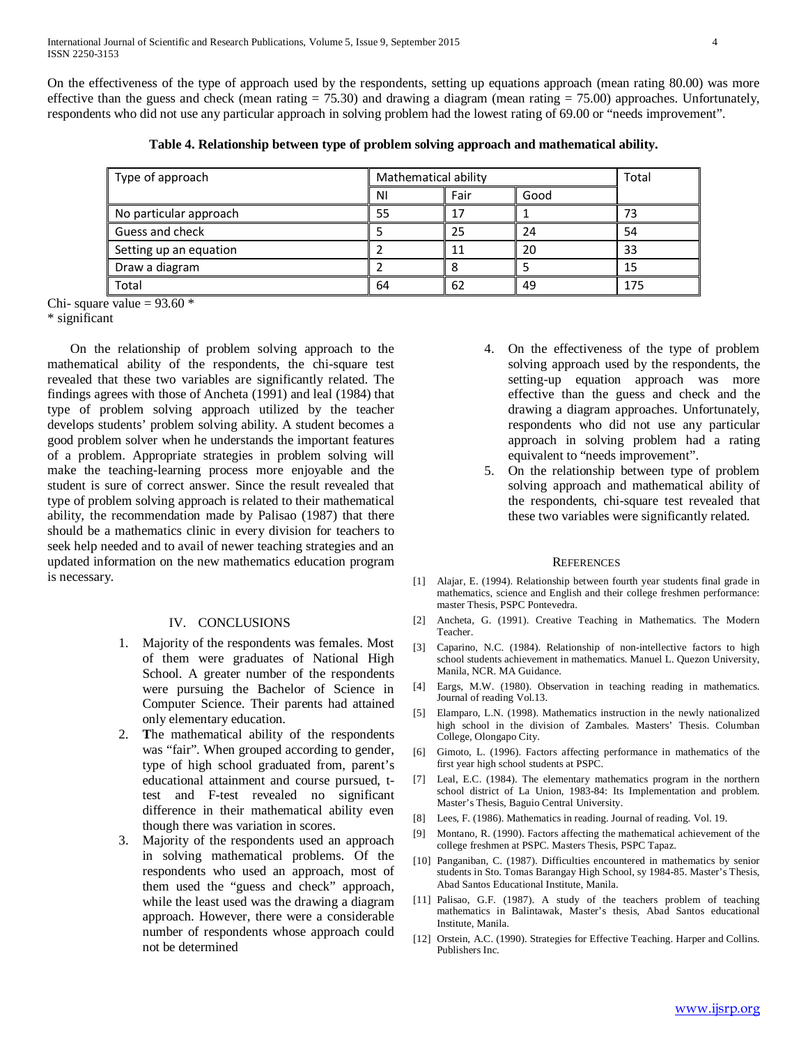On the effectiveness of the type of approach used by the respondents, setting up equations approach (mean rating 80.00) was more effective than the guess and check (mean rating = 75.30) and drawing a diagram (mean rating = 75.00) approaches. Unfortunately, respondents who did not use any particular approach in solving problem had the lowest rating of 69.00 or "needs improvement".

**Table 4. Relationship between type of problem solving approach and mathematical ability.**

| Type of approach | Mathematical ability | | | Total |
|---|---|---|---|---|
| | NI | Fair | Good | |
| No particular approach | 55 | 17 | 1 | 73 |
| Guess and check | 5 | 25 | 24 | 54 |
| Setting up an equation | 2 | 11 | 20 | 33 |
| Draw a diagram | 2 | 8 | 5 | 15 |
| Total | 64 | 62 | 49 | 175 |

Chi- square value = 93.60 *

* significant

On the relationship of problem solving approach to the mathematical ability of the respondents, the chi-square test revealed that these two variables are significantly related. The findings agrees with those of Ancheta (1991) and leal (1984) that type of problem solving approach utilized by the teacher develops students' problem solving ability. A student becomes a good problem solver when he understands the important features of a problem. Appropriate strategies in problem solving will make the teaching-learning process more enjoyable and the student is sure of correct answer. Since the result revealed that type of problem solving approach is related to their mathematical ability, the recommendation made by Palisao (1987) that there should be a mathematics clinic in every division for teachers to seek help needed and to avail of newer teaching strategies and an updated information on the new mathematics education program is necessary.

## IV. CONCLUSIONS

1. Majority of the respondents was females. Most of them were graduates of National High School. A greater number of the respondents were pursuing the Bachelor of Science in Computer Science. Their parents had attained only elementary education.
2. **T**he mathematical ability of the respondents was "fair". When grouped according to gender, type of high school graduated from, parent's educational attainment and course pursued, t-test and F-test revealed no significant difference in their mathematical ability even though there was variation in scores.
3. Majority of the respondents used an approach in solving mathematical problems. Of the respondents who used an approach, most of them used the "guess and check" approach, while the least used was the drawing a diagram approach. However, there were a considerable number of respondents whose approach could not be determined
4. On the effectiveness of the type of problem solving approach used by the respondents, the setting-up equation approach was more effective than the guess and check and the drawing a diagram approaches. Unfortunately, respondents who did not use any particular approach in solving problem had a rating equivalent to "needs improvement".
5. On the relationship between type of problem solving approach and mathematical ability of the respondents, chi-square test revealed that these two variables were significantly related.

## REFERENCES

[1] Alajar, E. (1994). Relationship between fourth year students final grade in mathematics, science and English and their college freshmen performance: master Thesis, PSPC Pontevedra.

[2] Ancheta, G. (1991). Creative Teaching in Mathematics. The Modern Teacher.

[3] Caparino, N.C. (1984). Relationship of non-intellective factors to high school students achievement in mathematics. Manuel L. Quezon University, Manila, NCR. MA Guidance.

[4] Eargs, M.W. (1980). Observation in teaching reading in mathematics. Journal of reading Vol.13.

[5] Elamparo, L.N. (1998). Mathematics instruction in the newly nationalized high school in the division of Zambales. Masters' Thesis. Columban College, Olongapo City.

[6] Gimoto, L. (1996). Factors affecting performance in mathematics of the first year high school students at PSPC.

[7] Leal, E.C. (1984). The elementary mathematics program in the northern school district of La Union, 1983-84: Its Implementation and problem. Master's Thesis, Baguio Central University.

[8] Lees, F. (1986). Mathematics in reading. Journal of reading. Vol. 19.

[9] Montano, R. (1990). Factors affecting the mathematical achievement of the college freshmen at PSPC. Masters Thesis, PSPC Tapaz.

[10] Panganiban, C. (1987). Difficulties encountered in mathematics by senior students in Sto. Tomas Barangay High School, sy 1984-85. Master's Thesis, Abad Santos Educational Institute, Manila.

[11] Palisao, G.F. (1987). A study of the teachers problem of teaching mathematics in Balintawak, Master's thesis, Abad Santos educational Institute, Manila.

[12] Orstein, A.C. (1990). Strategies for Effective Teaching. Harper and Collins. Publishers Inc.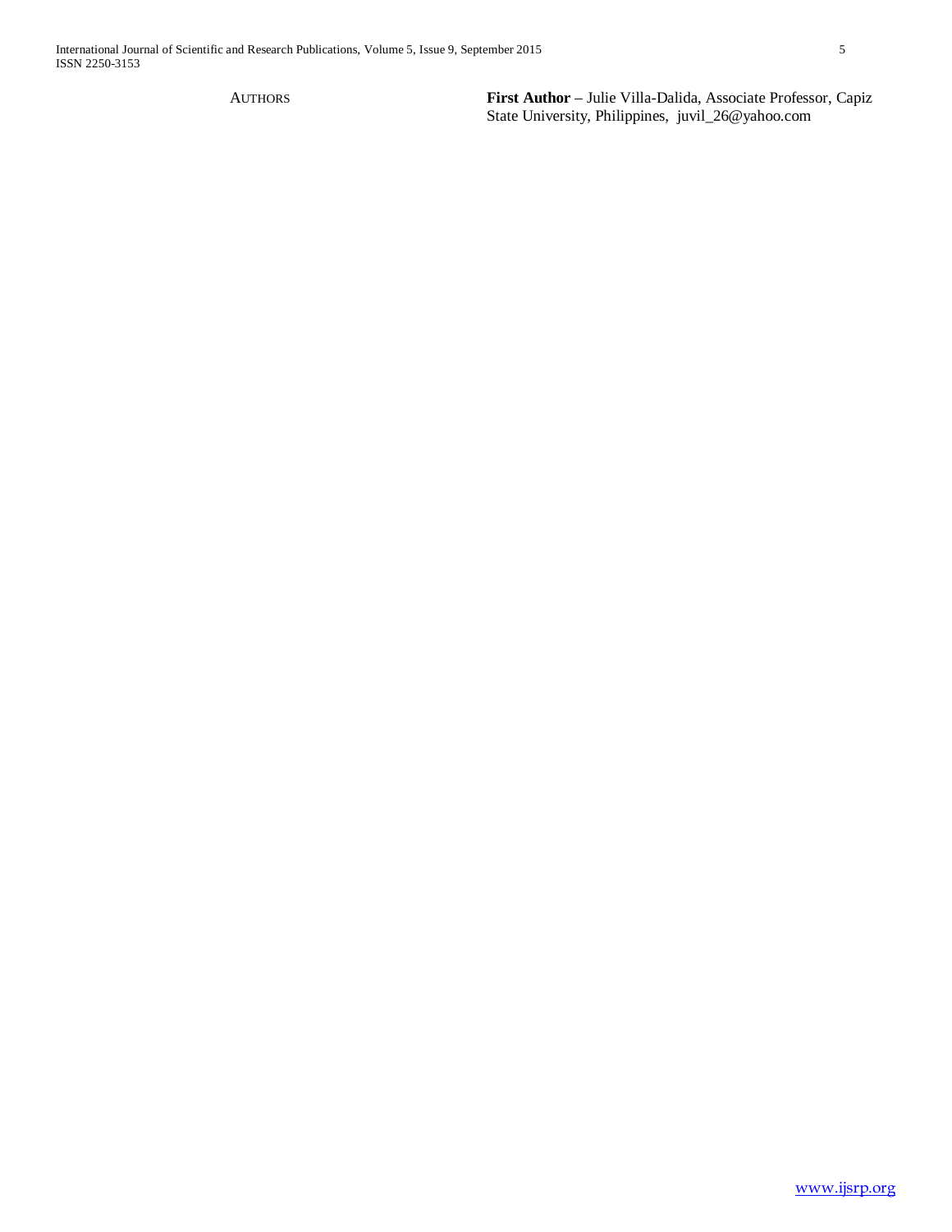## AUTHORS

**First Author** – Julie Villa-Dalida, Associate Professor, Capiz State University, Philippines, juvil_26@yahoo.com